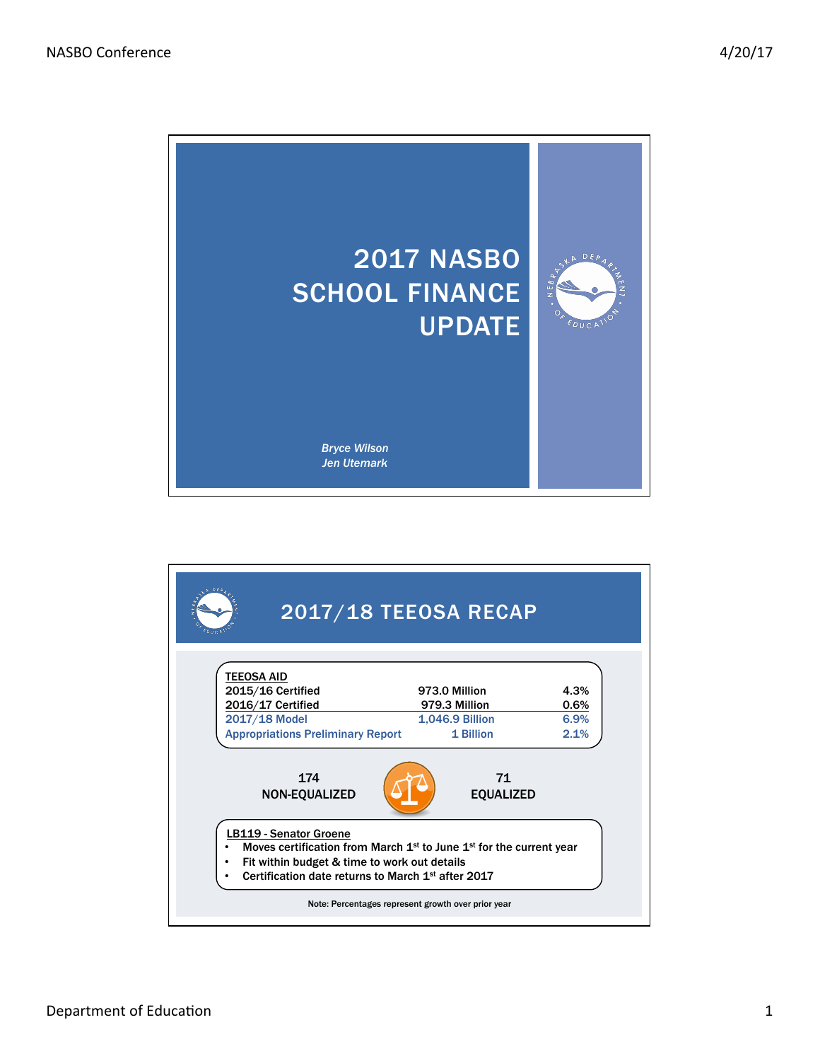# 2017 NASBO SCHOOL FINANCE UPDATE

*Bryce Wilson*
*Jen Utemark*

## 2017/18 TEEOSA RECAP

| TEEOSA AID | | |
|---|---|---|
| 2015/16 Certified | 973.0 Million | 4.3% |
| 2016/17 Certified | 979.3 Million | 0.6% |
| 2017/18 Model | 1,046.9 Billion | 6.9% |
| Appropriations Preliminary Report | 1 Billion | 2.1% |

174 NON-EQUALIZED

71 EQUALIZED

**LB119 - Senator Groene**

- Moves certification from March 1st to June 1st for the current year
- Fit within budget & time to work out details
- Certification date returns to March 1st after 2017

Note: Percentages represent growth over prior year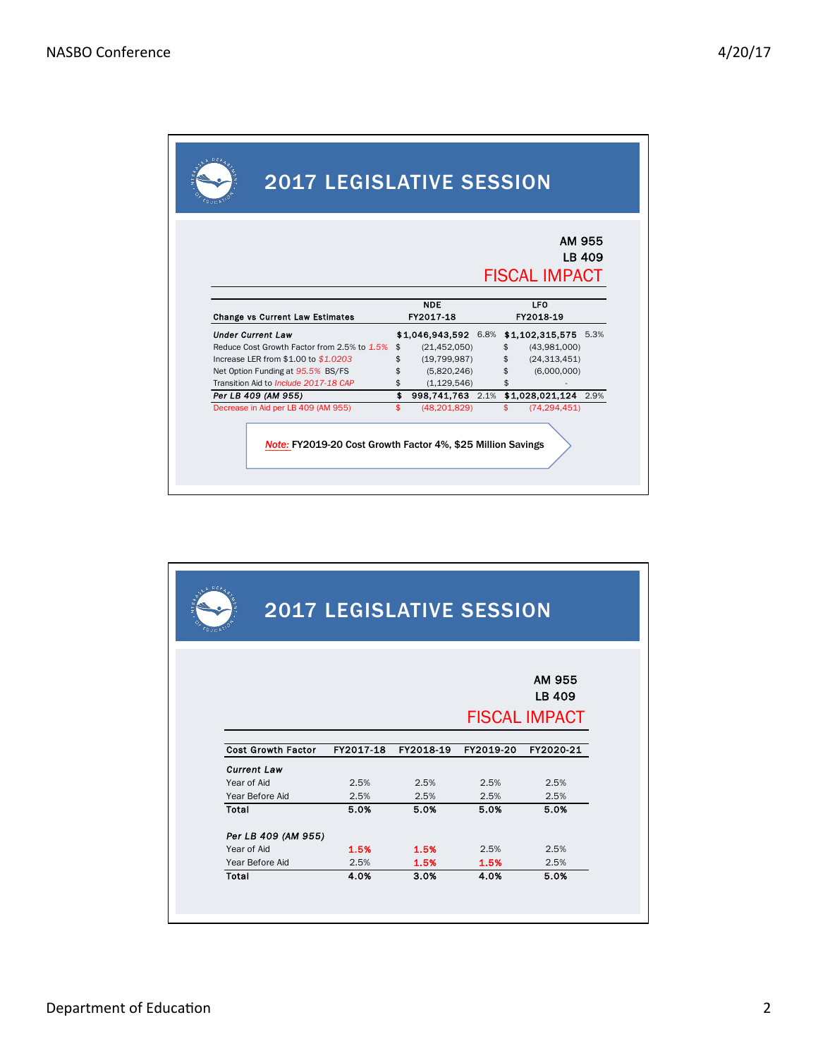## 2017 LEGISLATIVE SESSION

AM 955
LB 409
FISCAL IMPACT

| Change vs Current Law Estimates | NDE FY2017-18 | | LFO FY2018-19 | |
|---|---|---|---|---|
| *Under Current Law* | $1,046,943,592 | 6.8% | $1,102,315,575 | 5.3% |
| Reduce Cost Growth Factor from 2.5% to 1.5% | $ (21,452,050) | | $ (43,981,000) | |
| Increase LER from $1.00 to $1.0203 | $ (19,799,987) | | $ (24,313,451) | |
| Net Option Funding at 95.5% BS/FS | $ (5,820,246) | | $ (6,000,000) | |
| Transition Aid to Include 2017-18 CAP | $ (1,129,546) | | $ - | |
| *Per LB 409 (AM 955)* | $ 998,741,763 | 2.1% | $1,028,021,124 | 2.9% |
| Decrease in Aid per LB 409 (AM 955) | $ (48,201,829) | | $ (74,294,451) | |

*Note:* FY2019-20 Cost Growth Factor 4%, $25 Million Savings

## 2017 LEGISLATIVE SESSION

AM 955
LB 409
FISCAL IMPACT

| Cost Growth Factor | FY2017-18 | FY2018-19 | FY2019-20 | FY2020-21 |
|---|---|---|---|---|
| *Current Law* | | | | |
| Year of Aid | 2.5% | 2.5% | 2.5% | 2.5% |
| Year Before Aid | 2.5% | 2.5% | 2.5% | 2.5% |
| **Total** | **5.0%** | **5.0%** | **5.0%** | **5.0%** |
| *Per LB 409 (AM 955)* | | | | |
| Year of Aid | **1.5%** | **1.5%** | 2.5% | 2.5% |
| Year Before Aid | 2.5% | **1.5%** | **1.5%** | 2.5% |
| **Total** | **4.0%** | **3.0%** | **4.0%** | **5.0%** |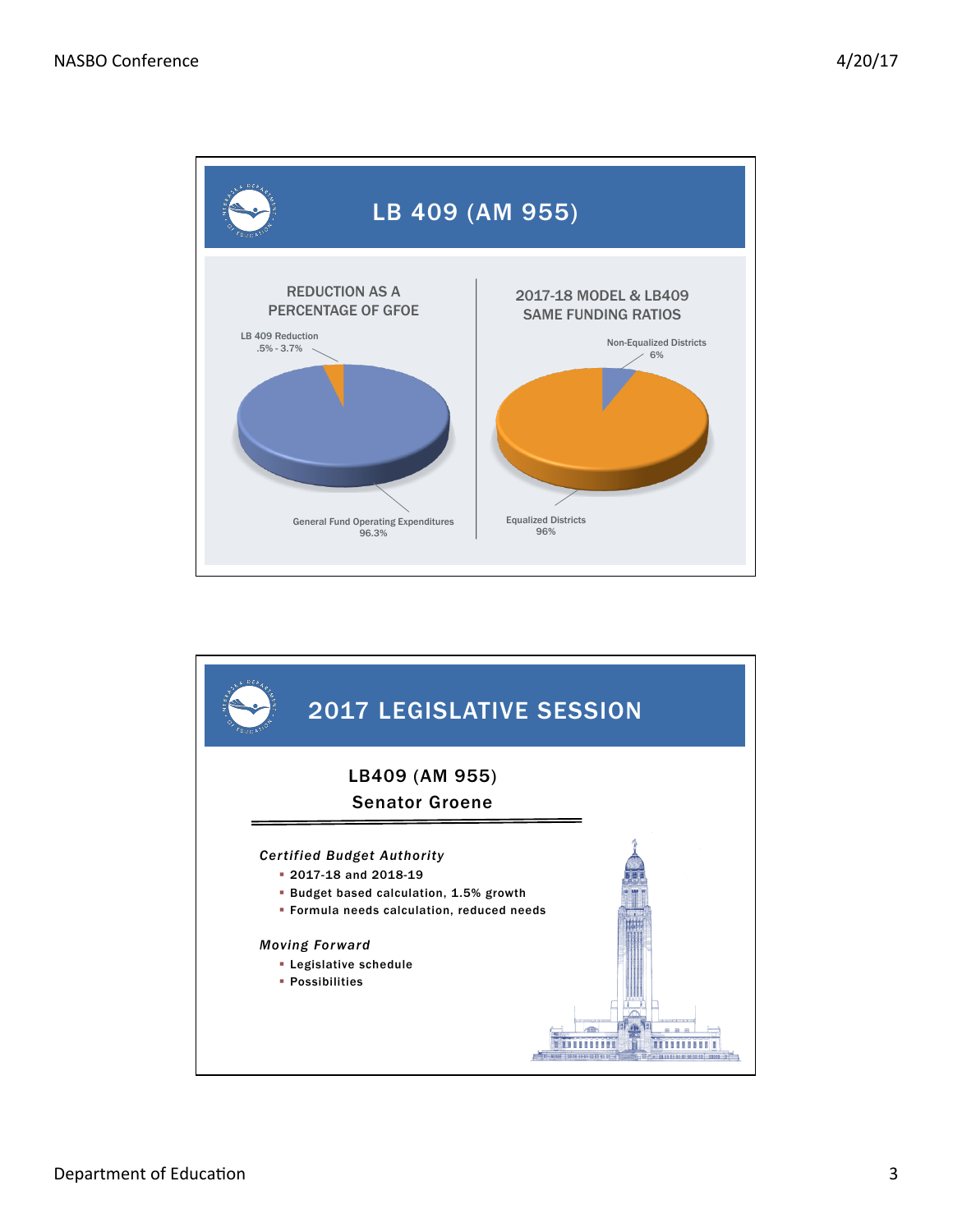## LB 409 (AM 955)

**REDUCTION AS A PERCENTAGE OF GFOE**

- LB 409 Reduction .5% - 3.7%
- General Fund Operating Expenditures 96.3%

**2017-18 MODEL & LB409 SAME FUNDING RATIOS**

- Non-Equalized Districts 6%
- Equalized Districts 96%

## 2017 LEGISLATIVE SESSION

**LB409 (AM 955)**
**Senator Groene**

*Certified Budget Authority*

- 2017-18 and 2018-19
- Budget based calculation, 1.5% growth
- Formula needs calculation, reduced needs

*Moving Forward*

- Legislative schedule
- Possibilities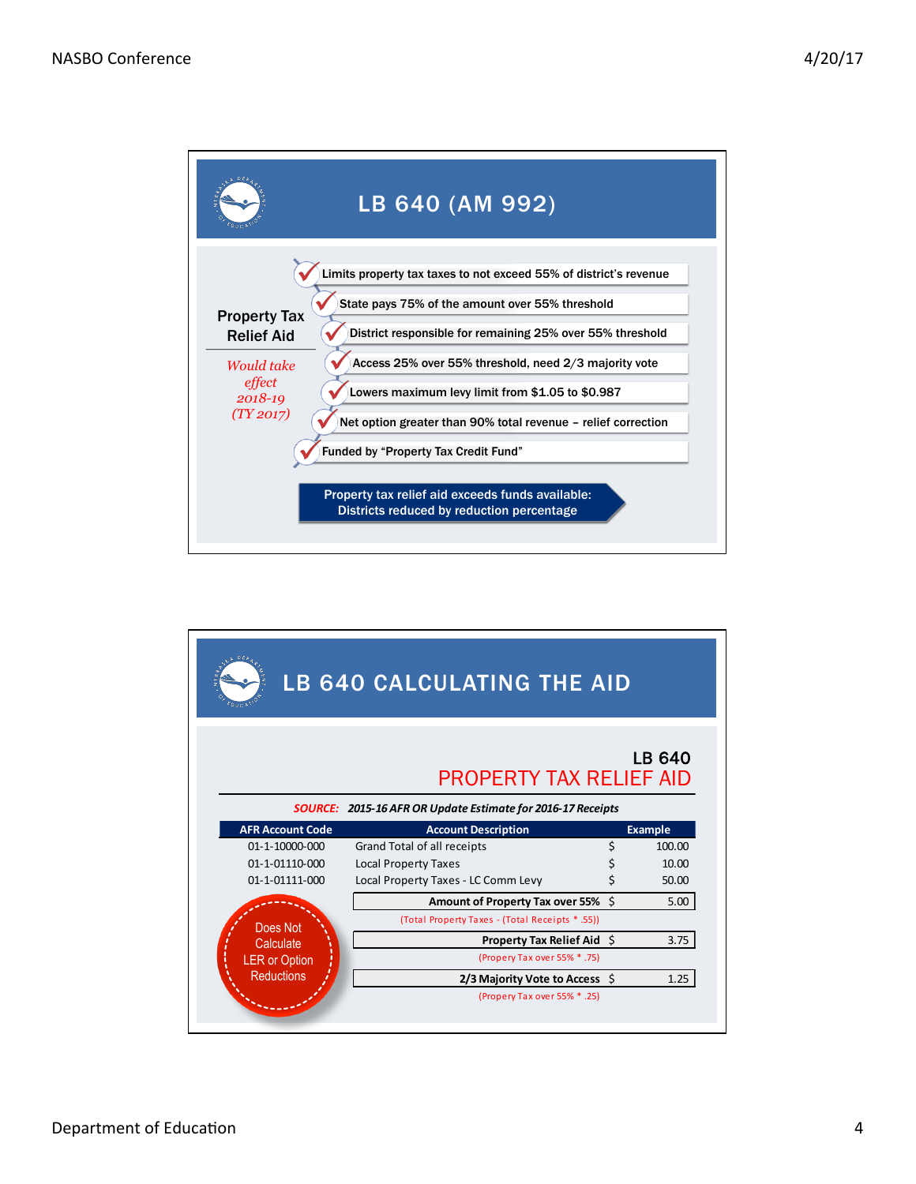## LB 640 (AM 992)

**Property Tax Relief Aid**

*Would take effect 2018-19 (TY 2017)*

- Limits property tax taxes to not exceed 55% of district's revenue
- State pays 75% of the amount over 55% threshold
- District responsible for remaining 25% over 55% threshold
- Access 25% over 55% threshold, need 2/3 majority vote
- Lowers maximum levy limit from $1.05 to $0.987
- Net option greater than 90% total revenue – relief correction
- Funded by "Property Tax Credit Fund"

**Property tax relief aid exceeds funds available: Districts reduced by reduction percentage**

## LB 640 CALCULATING THE AID

### LB 640 PROPERTY TAX RELIEF AID

*SOURCE: 2015-16 AFR OR Update Estimate for 2016-17 Receipts*

| AFR Account Code | Account Description | Example |
|---|---|---|
| 01-1-10000-000 | Grand Total of all receipts | $ 100.00 |
| 01-1-01110-000 | Local Property Taxes | $ 10.00 |
| 01-1-01111-000 | Local Property Taxes - LC Comm Levy | $ 50.00 |
| | **Amount of Property Tax over 55%** | $ 5.00 |
| | (Total Property Taxes - (Total Receipts * .55)) | |
| | **Property Tax Relief Aid** | $ 3.75 |
| | (Propery Tax over 55% * .75) | |
| | **2/3 Majority Vote to Access** | $ 1.25 |
| | (Propery Tax over 55% * .25) | |

Does Not Calculate LER or Option Reductions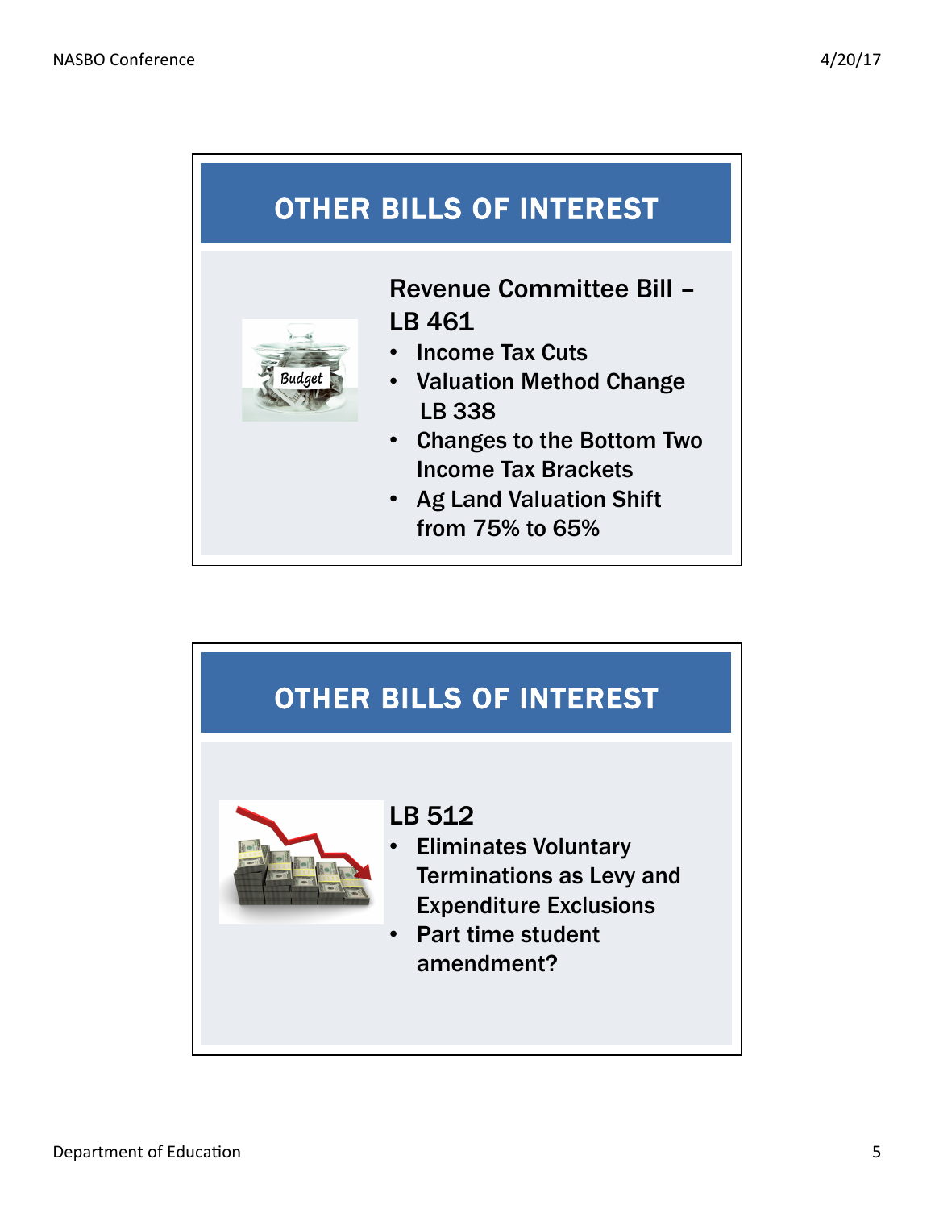## OTHER BILLS OF INTEREST

**Revenue Committee Bill – LB 461**

- Income Tax Cuts
- Valuation Method Change LB 338
- Changes to the Bottom Two Income Tax Brackets
- Ag Land Valuation Shift from 75% to 65%

## OTHER BILLS OF INTEREST

**LB 512**

- Eliminates Voluntary Terminations as Levy and Expenditure Exclusions
- Part time student amendment?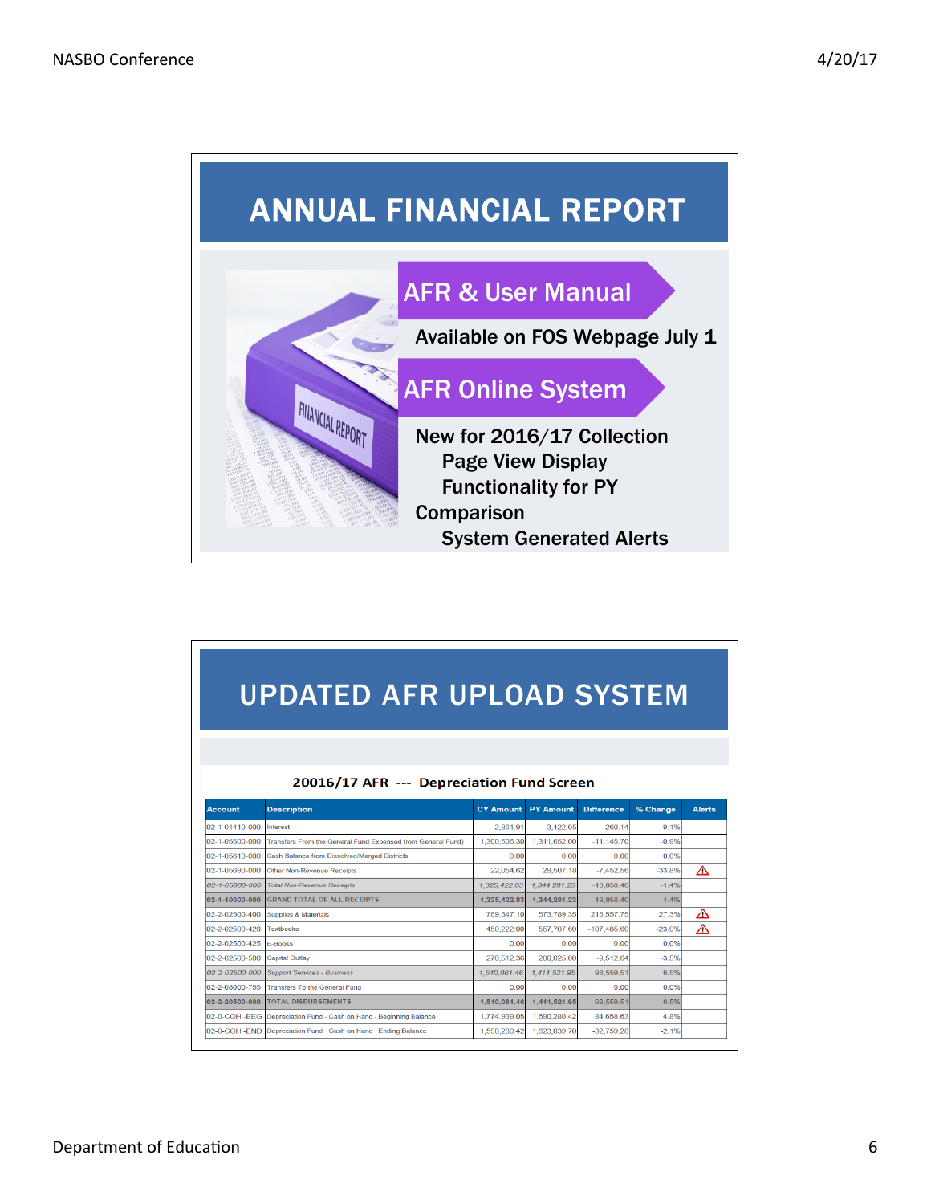# ANNUAL FINANCIAL REPORT

**AFR & User Manual**

Available on FOS Webpage July 1

**AFR Online System**

New for 2016/17 Collection
- Page View Display
- Functionality for PY Comparison
- System Generated Alerts

# UPDATED AFR UPLOAD SYSTEM

**20016/17 AFR --- Depreciation Fund Screen**

| Account | Description | CY Amount | PY Amount | Difference | % Change | Alerts |
|---|---|---|---|---|---|---|
| 02-1-01410-000 | Interest | 2,861.91 | 3,122.05 | -260.14 | -9.1% | |
| 02-1-05500-000 | Transfers From the General Fund Expensed from General Fund) | 1,300,506.30 | 1,311,652.00 | -11,145.70 | -0.9% | |
| 02-1-05610-000 | Cash Balance from Dissolved/Merged Districts | 0.00 | 0.00 | 0.00 | 0.0% | |
| 02-1-05690-000 | Other Non-Revenue Receipts | 22,054.62 | 29,507.18 | -7,452.56 | -33.8% | ⚠ |
| *02-1-05000-000* | *Total Non-Revenue Receipts* | *1,325,422.83* | *1,344,281.23* | -18,858.40 | -1.4% | |
| **02-1-10000-000** | **GRAND TOTAL OF ALL RECEIPTS** | **1,325,422.83** | **1,344,281.23** | -18,858.40 | -1.4% | |
| 02-2-02500-400 | Supplies & Materials | 789,347.10 | 573,789.35 | 215,557.75 | 27.3% | ⚠ |
| 02-2-02500-420 | Textbooks | 450,222.00 | 557,707.60 | -107,485.60 | -23.9% | ⚠ |
| 02-2-02500-425 | E-Books | 0.00 | 0.00 | 0.00 | 0.0% | |
| 02-2-02500-500 | Capital Outlay | 270,512.36 | 280,025.00 | -9,512.64 | -3.5% | |
| *02-2-02500-000* | *Support Services - Business* | *1,510,081.46* | *1,411,521.95* | 98,559.51 | 6.5% | |
| 02-2-08000-755 | Transfers To the General Fund | 0.00 | 0.00 | 0.00 | 0.0% | |
| **02-2-20500-000** | **TOTAL DISBURSEMENTS** | **1,510,081.46** | **1,411,521.95** | 98,559.51 | 6.5% | |
| 02-0-COH -BEG | Depreciation Fund - Cash on Hand - Beginning Balance | 1,774,939.05 | 1,690,280.42 | 84,658.63 | 4.8% | |
| 02-0-COH -END | Depreciation Fund - Cash on Hand - Ending Balance | 1,590,280.42 | 1,623,039.70 | -32,759.28 | -2.1% | |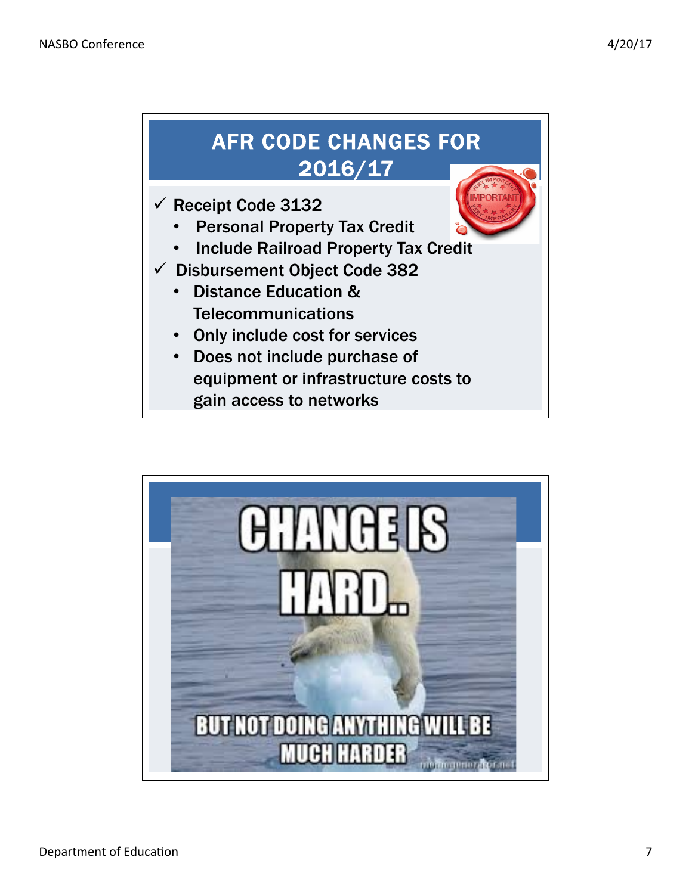## AFR CODE CHANGES FOR 2016/17

- ✓ Receipt Code 3132
  - Personal Property Tax Credit
  - Include Railroad Property Tax Credit
- ✓ Disbursement Object Code 382
  - Distance Education & Telecommunications
  - Only include cost for services
  - Does not include purchase of equipment or infrastructure costs to gain access to networks

CHANGE IS HARD..

BUT NOT DOING ANYTHING WILL BE MUCH HARDER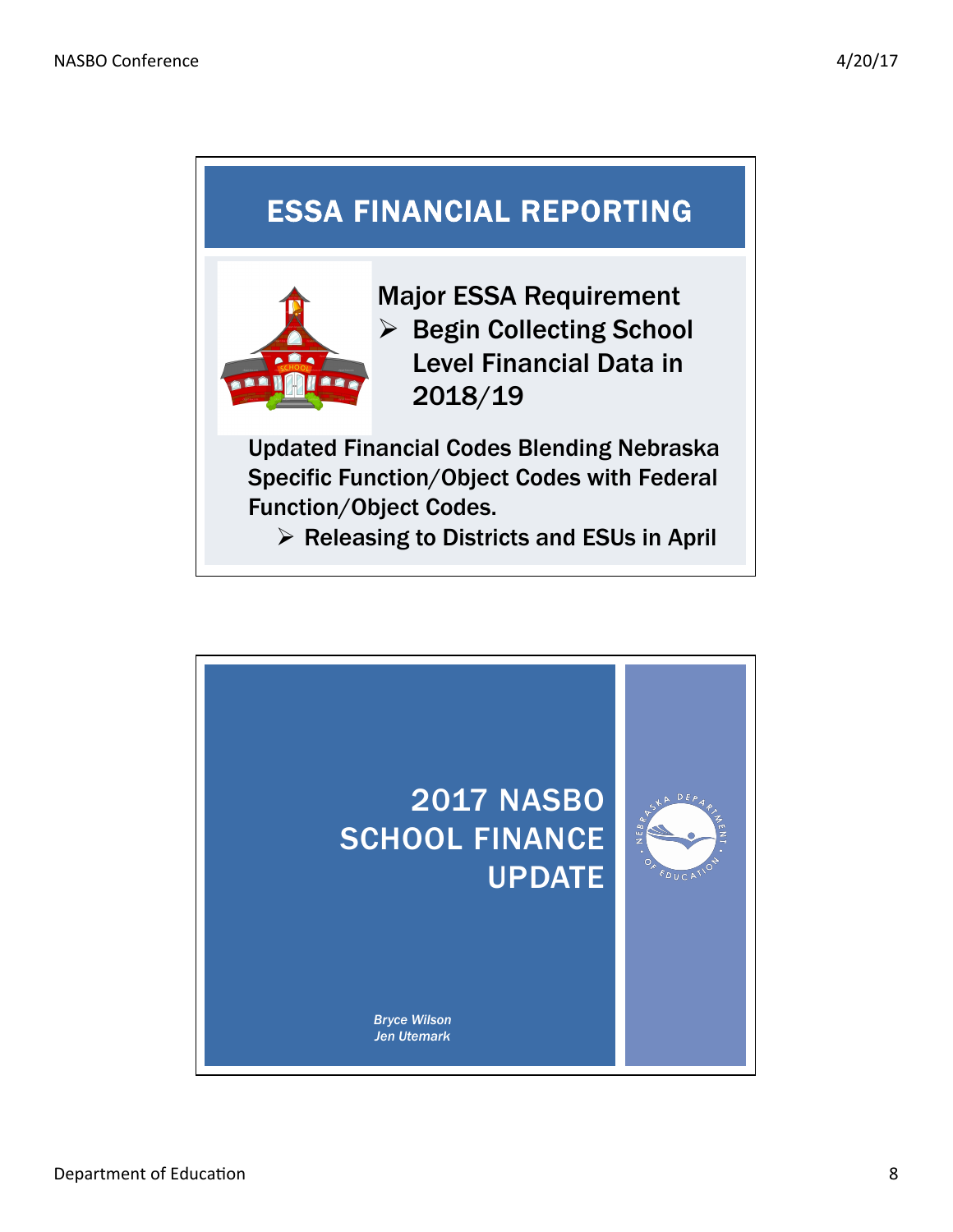## ESSA FINANCIAL REPORTING

Major ESSA Requirement

- Begin Collecting School Level Financial Data in 2018/19

Updated Financial Codes Blending Nebraska Specific Function/Object Codes with Federal Function/Object Codes.

- Releasing to Districts and ESUs in April

## 2017 NASBO SCHOOL FINANCE UPDATE

*Bryce Wilson*
*Jen Utemark*